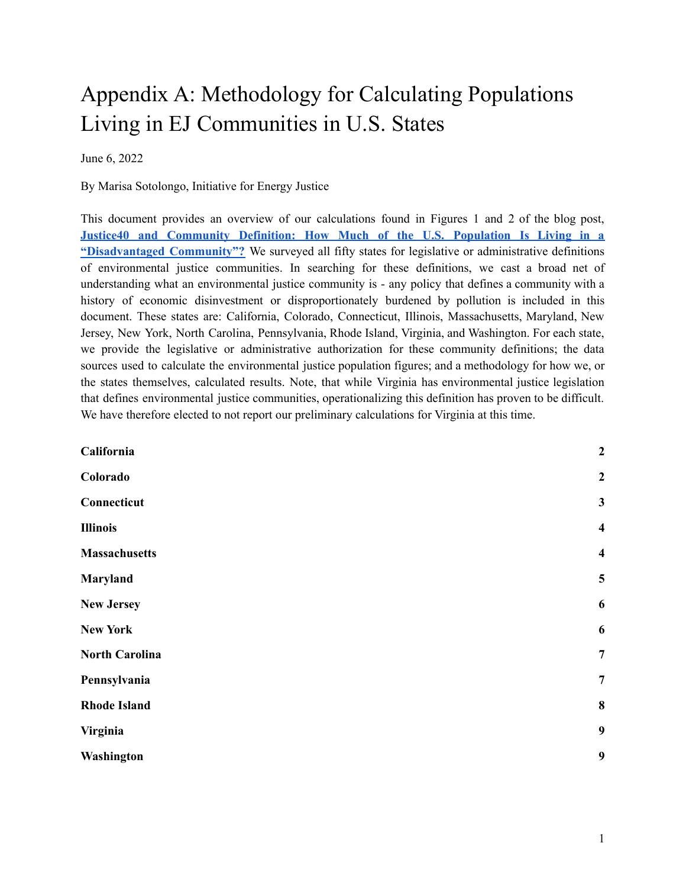# Appendix A: Methodology for Calculating Populations Living in EJ Communities in U.S. States

June 6, 2022

By Marisa Sotolongo, Initiative for Energy Justice

This document provides an overview of our calculations found in Figures 1 and 2 of the blog post, **Justice40 and Community Definition: How Much of the U.S. Population Is Living in a "Disadvantaged Community"?** We surveyed all fifty states for legislative or administrative definitions of environmental justice communities. In searching for these definitions, we cast a broad net of understanding what an environmental justice community is - any policy that defines a community with a history of economic disinvestment or disproportionately burdened by pollution is included in this document. These states are: California, Colorado, Connecticut, Illinois, Massachusetts, Maryland, New Jersey, New York, North Carolina, Pennsylvania, Rhode Island, Virginia, and Washington. For each state, we provide the legislative or administrative authorization for these community definitions; the data sources used to calculate the environmental justice population figures; and a methodology for how we, or the states themselves, calculated results. Note, that while Virginia has environmental justice legislation that defines environmental justice communities, operationalizing this definition has proven to be difficult. We have therefore elected to not report our preliminary calculations for Virginia at this time.

| | |
|---|---|
| **California** | **2** |
| **Colorado** | **2** |
| **Connecticut** | **3** |
| **Illinois** | **4** |
| **Massachusetts** | **4** |
| **Maryland** | **5** |
| **New Jersey** | **6** |
| **New York** | **6** |
| **North Carolina** | **7** |
| **Pennsylvania** | **7** |
| **Rhode Island** | **8** |
| **Virginia** | **9** |
| **Washington** | **9** |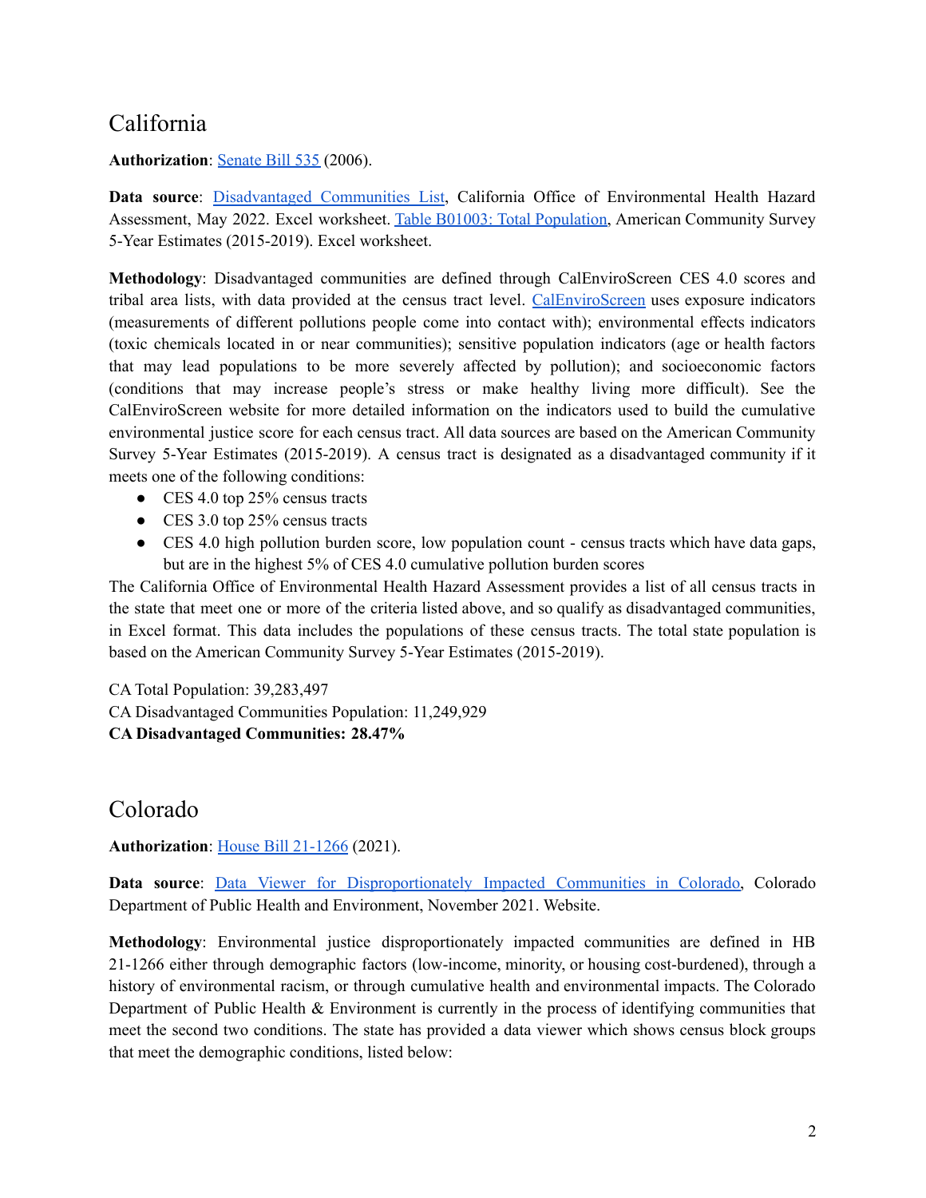## California

**Authorization**: Senate Bill 535 (2006).

**Data source**: Disadvantaged Communities List, California Office of Environmental Health Hazard Assessment, May 2022. Excel worksheet. Table B01003: Total Population, American Community Survey 5-Year Estimates (2015-2019). Excel worksheet.

**Methodology**: Disadvantaged communities are defined through CalEnviroScreen CES 4.0 scores and tribal area lists, with data provided at the census tract level. CalEnviroScreen uses exposure indicators (measurements of different pollutions people come into contact with); environmental effects indicators (toxic chemicals located in or near communities); sensitive population indicators (age or health factors that may lead populations to be more severely affected by pollution); and socioeconomic factors (conditions that may increase people's stress or make healthy living more difficult). See the CalEnviroScreen website for more detailed information on the indicators used to build the cumulative environmental justice score for each census tract. All data sources are based on the American Community Survey 5-Year Estimates (2015-2019). A census tract is designated as a disadvantaged community if it meets one of the following conditions:

- CES 4.0 top 25% census tracts
- CES 3.0 top 25% census tracts
- CES 4.0 high pollution burden score, low population count - census tracts which have data gaps, but are in the highest 5% of CES 4.0 cumulative pollution burden scores

The California Office of Environmental Health Hazard Assessment provides a list of all census tracts in the state that meet one or more of the criteria listed above, and so qualify as disadvantaged communities, in Excel format. This data includes the populations of these census tracts. The total state population is based on the American Community Survey 5-Year Estimates (2015-2019).

CA Total Population: 39,283,497
CA Disadvantaged Communities Population: 11,249,929
**CA Disadvantaged Communities: 28.47%**

## Colorado

**Authorization**: House Bill 21-1266 (2021).

**Data source**: Data Viewer for Disproportionately Impacted Communities in Colorado, Colorado Department of Public Health and Environment, November 2021. Website.

**Methodology**: Environmental justice disproportionately impacted communities are defined in HB 21-1266 either through demographic factors (low-income, minority, or housing cost-burdened), through a history of environmental racism, or through cumulative health and environmental impacts. The Colorado Department of Public Health & Environment is currently in the process of identifying communities that meet the second two conditions. The state has provided a data viewer which shows census block groups that meet the demographic conditions, listed below: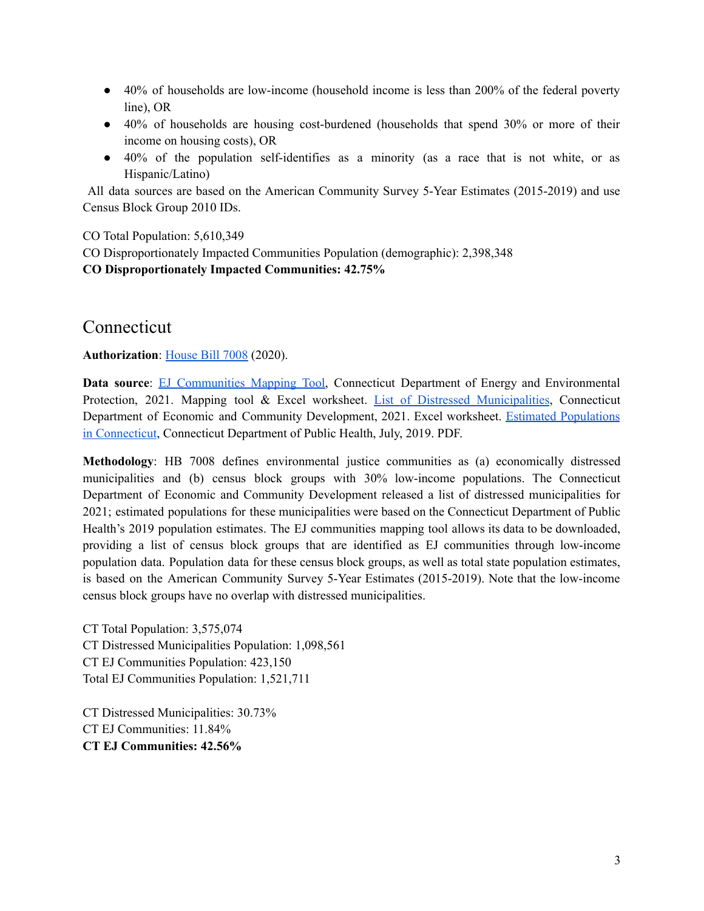- 40% of households are low-income (household income is less than 200% of the federal poverty line), OR
- 40% of households are housing cost-burdened (households that spend 30% or more of their income on housing costs), OR
- 40% of the population self-identifies as a minority (as a race that is not white, or as Hispanic/Latino)

All data sources are based on the American Community Survey 5-Year Estimates (2015-2019) and use Census Block Group 2010 IDs.

CO Total Population: 5,610,349
CO Disproportionately Impacted Communities Population (demographic): 2,398,348
**CO Disproportionately Impacted Communities: 42.75%**

## Connecticut

**Authorization**: House Bill 7008 (2020).

**Data source**: EJ Communities Mapping Tool, Connecticut Department of Energy and Environmental Protection, 2021. Mapping tool & Excel worksheet. List of Distressed Municipalities, Connecticut Department of Economic and Community Development, 2021. Excel worksheet. Estimated Populations in Connecticut, Connecticut Department of Public Health, July, 2019. PDF.

**Methodology**: HB 7008 defines environmental justice communities as (a) economically distressed municipalities and (b) census block groups with 30% low-income populations. The Connecticut Department of Economic and Community Development released a list of distressed municipalities for 2021; estimated populations for these municipalities were based on the Connecticut Department of Public Health's 2019 population estimates. The EJ communities mapping tool allows its data to be downloaded, providing a list of census block groups that are identified as EJ communities through low-income population data. Population data for these census block groups, as well as total state population estimates, is based on the American Community Survey 5-Year Estimates (2015-2019). Note that the low-income census block groups have no overlap with distressed municipalities.

CT Total Population: 3,575,074
CT Distressed Municipalities Population: 1,098,561
CT EJ Communities Population: 423,150
Total EJ Communities Population: 1,521,711

CT Distressed Municipalities: 30.73%
CT EJ Communities: 11.84%
**CT EJ Communities: 42.56%**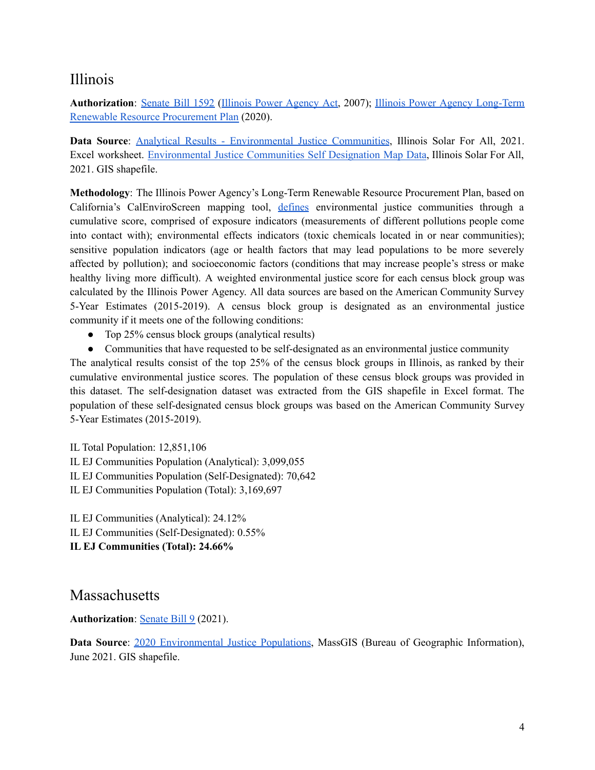## Illinois

**Authorization**: Senate Bill 1592 (Illinois Power Agency Act, 2007); Illinois Power Agency Long-Term Renewable Resource Procurement Plan (2020).

**Data Source**: Analytical Results - Environmental Justice Communities, Illinois Solar For All, 2021. Excel worksheet. Environmental Justice Communities Self Designation Map Data, Illinois Solar For All, 2021. GIS shapefile.

**Methodology**: The Illinois Power Agency's Long-Term Renewable Resource Procurement Plan, based on California's CalEnviroScreen mapping tool, defines environmental justice communities through a cumulative score, comprised of exposure indicators (measurements of different pollutions people come into contact with); environmental effects indicators (toxic chemicals located in or near communities); sensitive population indicators (age or health factors that may lead populations to be more severely affected by pollution); and socioeconomic factors (conditions that may increase people's stress or make healthy living more difficult). A weighted environmental justice score for each census block group was calculated by the Illinois Power Agency. All data sources are based on the American Community Survey 5-Year Estimates (2015-2019). A census block group is designated as an environmental justice community if it meets one of the following conditions:

- Top 25% census block groups (analytical results)
- Communities that have requested to be self-designated as an environmental justice community

The analytical results consist of the top 25% of the census block groups in Illinois, as ranked by their cumulative environmental justice scores. The population of these census block groups was provided in this dataset. The self-designation dataset was extracted from the GIS shapefile in Excel format. The population of these self-designated census block groups was based on the American Community Survey 5-Year Estimates (2015-2019).

IL Total Population: 12,851,106
IL EJ Communities Population (Analytical): 3,099,055
IL EJ Communities Population (Self-Designated): 70,642
IL EJ Communities Population (Total): 3,169,697

IL EJ Communities (Analytical): 24.12%
IL EJ Communities (Self-Designated): 0.55%
**IL EJ Communities (Total): 24.66%**

## Massachusetts

**Authorization**: Senate Bill 9 (2021).

**Data Source**: 2020 Environmental Justice Populations, MassGIS (Bureau of Geographic Information), June 2021. GIS shapefile.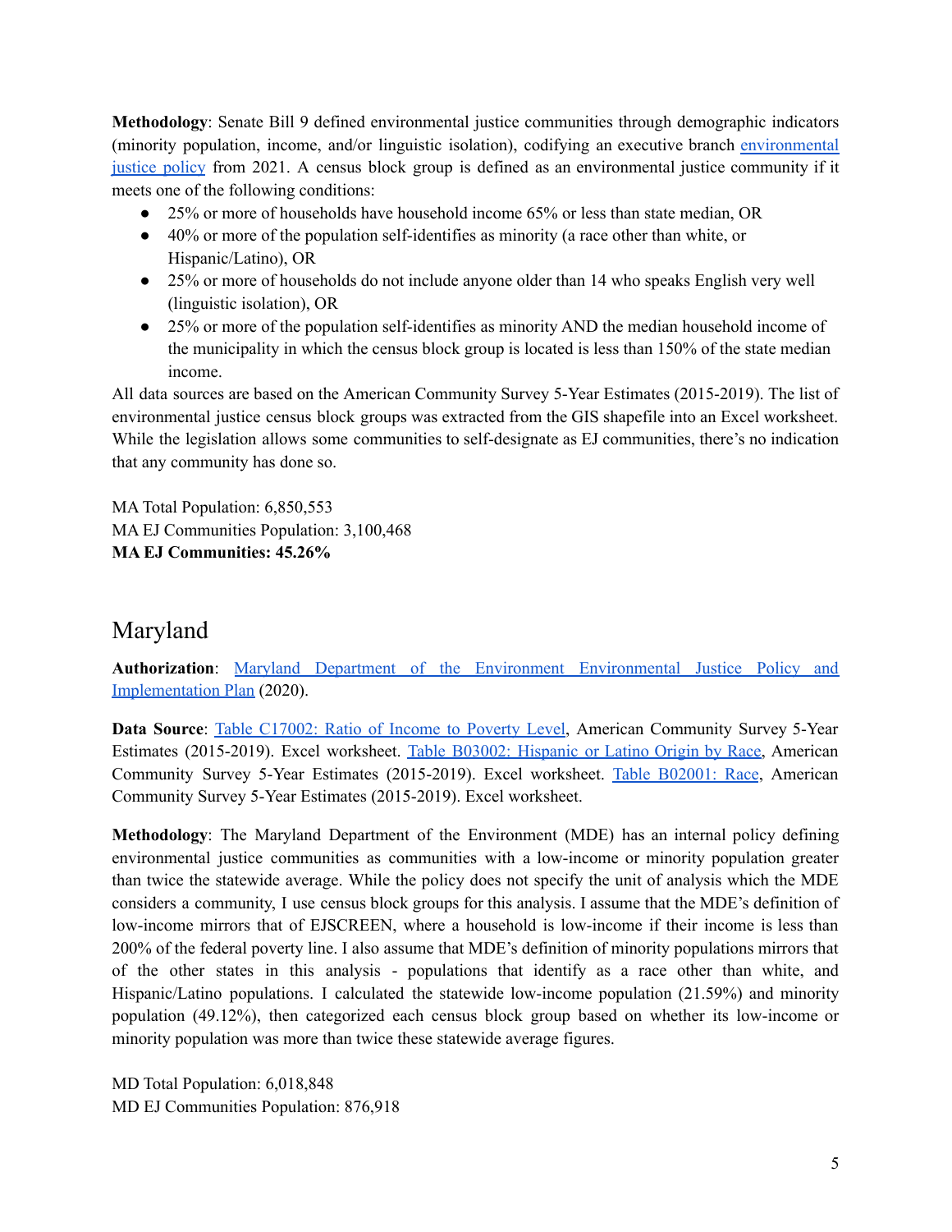**Methodology**: Senate Bill 9 defined environmental justice communities through demographic indicators (minority population, income, and/or linguistic isolation), codifying an executive branch [environmental justice policy]() from 2021. A census block group is defined as an environmental justice community if it meets one of the following conditions:

- 25% or more of households have household income 65% or less than state median, OR
- 40% or more of the population self-identifies as minority (a race other than white, or Hispanic/Latino), OR
- 25% or more of households do not include anyone older than 14 who speaks English very well (linguistic isolation), OR
- 25% or more of the population self-identifies as minority AND the median household income of the municipality in which the census block group is located is less than 150% of the state median income.

All data sources are based on the American Community Survey 5-Year Estimates (2015-2019). The list of environmental justice census block groups was extracted from the GIS shapefile into an Excel worksheet. While the legislation allows some communities to self-designate as EJ communities, there's no indication that any community has done so.

MA Total Population: 6,850,553
MA EJ Communities Population: 3,100,468
**MA EJ Communities: 45.26%**

## Maryland

**Authorization**: [Maryland Department of the Environment Environmental Justice Policy and Implementation Plan]() (2020).

**Data Source**: [Table C17002: Ratio of Income to Poverty Level](), American Community Survey 5-Year Estimates (2015-2019). Excel worksheet. [Table B03002: Hispanic or Latino Origin by Race](), American Community Survey 5-Year Estimates (2015-2019). Excel worksheet. [Table B02001: Race](), American Community Survey 5-Year Estimates (2015-2019). Excel worksheet.

**Methodology**: The Maryland Department of the Environment (MDE) has an internal policy defining environmental justice communities as communities with a low-income or minority population greater than twice the statewide average. While the policy does not specify the unit of analysis which the MDE considers a community, I use census block groups for this analysis. I assume that the MDE's definition of low-income mirrors that of EJSCREEN, where a household is low-income if their income is less than 200% of the federal poverty line. I also assume that MDE's definition of minority populations mirrors that of the other states in this analysis - populations that identify as a race other than white, and Hispanic/Latino populations. I calculated the statewide low-income population (21.59%) and minority population (49.12%), then categorized each census block group based on whether its low-income or minority population was more than twice these statewide average figures.

MD Total Population: 6,018,848
MD EJ Communities Population: 876,918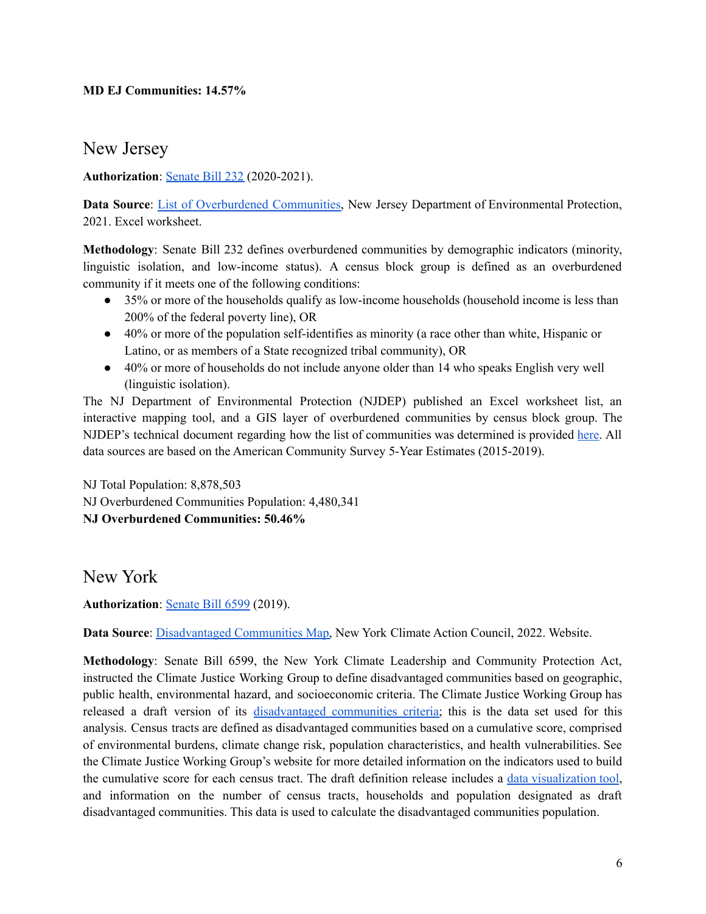**MD EJ Communities: 14.57%**

## New Jersey

**Authorization**: Senate Bill 232 (2020-2021).

**Data Source**: List of Overburdened Communities, New Jersey Department of Environmental Protection, 2021. Excel worksheet.

**Methodology**: Senate Bill 232 defines overburdened communities by demographic indicators (minority, linguistic isolation, and low-income status). A census block group is defined as an overburdened community if it meets one of the following conditions:

- 35% or more of the households qualify as low-income households (household income is less than 200% of the federal poverty line), OR
- 40% or more of the population self-identifies as minority (a race other than white, Hispanic or Latino, or as members of a State recognized tribal community), OR
- 40% or more of households do not include anyone older than 14 who speaks English very well (linguistic isolation).

The NJ Department of Environmental Protection (NJDEP) published an Excel worksheet list, an interactive mapping tool, and a GIS layer of overburdened communities by census block group. The NJDEP's technical document regarding how the list of communities was determined is provided here. All data sources are based on the American Community Survey 5-Year Estimates (2015-2019).

NJ Total Population: 8,878,503
NJ Overburdened Communities Population: 4,480,341
**NJ Overburdened Communities: 50.46%**

## New York

**Authorization**: Senate Bill 6599 (2019).

**Data Source**: Disadvantaged Communities Map, New York Climate Action Council, 2022. Website.

**Methodology**: Senate Bill 6599, the New York Climate Leadership and Community Protection Act, instructed the Climate Justice Working Group to define disadvantaged communities based on geographic, public health, environmental hazard, and socioeconomic criteria. The Climate Justice Working Group has released a draft version of its disadvantaged communities criteria; this is the data set used for this analysis. Census tracts are defined as disadvantaged communities based on a cumulative score, comprised of environmental burdens, climate change risk, population characteristics, and health vulnerabilities. See the Climate Justice Working Group's website for more detailed information on the indicators used to build the cumulative score for each census tract. The draft definition release includes a data visualization tool, and information on the number of census tracts, households and population designated as draft disadvantaged communities. This data is used to calculate the disadvantaged communities population.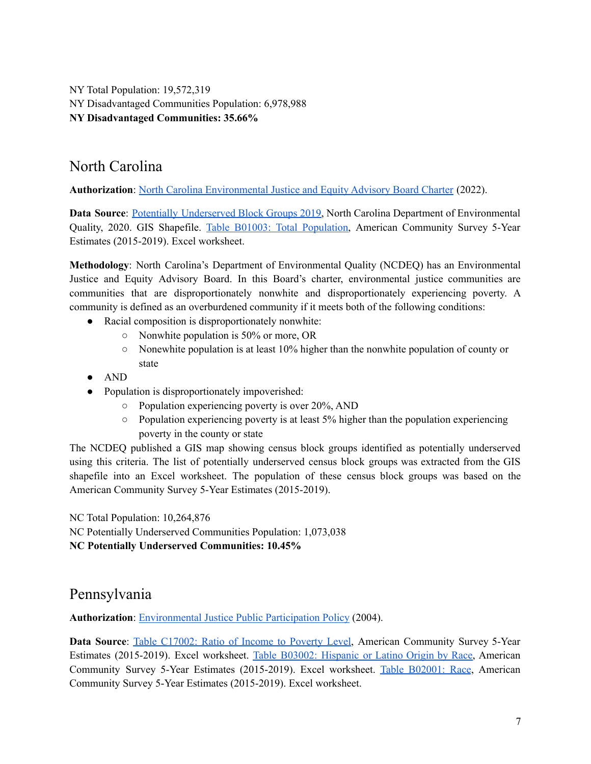NY Total Population: 19,572,319
NY Disadvantaged Communities Population: 6,978,988
**NY Disadvantaged Communities: 35.66%**

## North Carolina

**Authorization**: [North Carolina Environmental Justice and Equity Advisory Board Charter](#) (2022).

**Data Source**: [Potentially Underserved Block Groups 2019](#), North Carolina Department of Environmental Quality, 2020. GIS Shapefile. [Table B01003: Total Population](#), American Community Survey 5-Year Estimates (2015-2019). Excel worksheet.

**Methodology**: North Carolina's Department of Environmental Quality (NCDEQ) has an Environmental Justice and Equity Advisory Board. In this Board's charter, environmental justice communities are communities that are disproportionately nonwhite and disproportionately experiencing poverty. A community is defined as an overburdened community if it meets both of the following conditions:

- Racial composition is disproportionately nonwhite:
  - Nonwhite population is 50% or more, OR
  - Nonewhite population is at least 10% higher than the nonwhite population of county or state
- AND
- Population is disproportionately impoverished:
  - Population experiencing poverty is over 20%, AND
  - Population experiencing poverty is at least 5% higher than the population experiencing poverty in the county or state

The NCDEQ published a GIS map showing census block groups identified as potentially underserved using this criteria. The list of potentially underserved census block groups was extracted from the GIS shapefile into an Excel worksheet. The population of these census block groups was based on the American Community Survey 5-Year Estimates (2015-2019).

NC Total Population: 10,264,876
NC Potentially Underserved Communities Population: 1,073,038
**NC Potentially Underserved Communities: 10.45%**

## Pennsylvania

**Authorization**: [Environmental Justice Public Participation Policy](#) (2004).

**Data Source**: [Table C17002: Ratio of Income to Poverty Level](#), American Community Survey 5-Year Estimates (2015-2019). Excel worksheet. [Table B03002: Hispanic or Latino Origin by Race](#), American Community Survey 5-Year Estimates (2015-2019). Excel worksheet. [Table B02001: Race](#), American Community Survey 5-Year Estimates (2015-2019). Excel worksheet.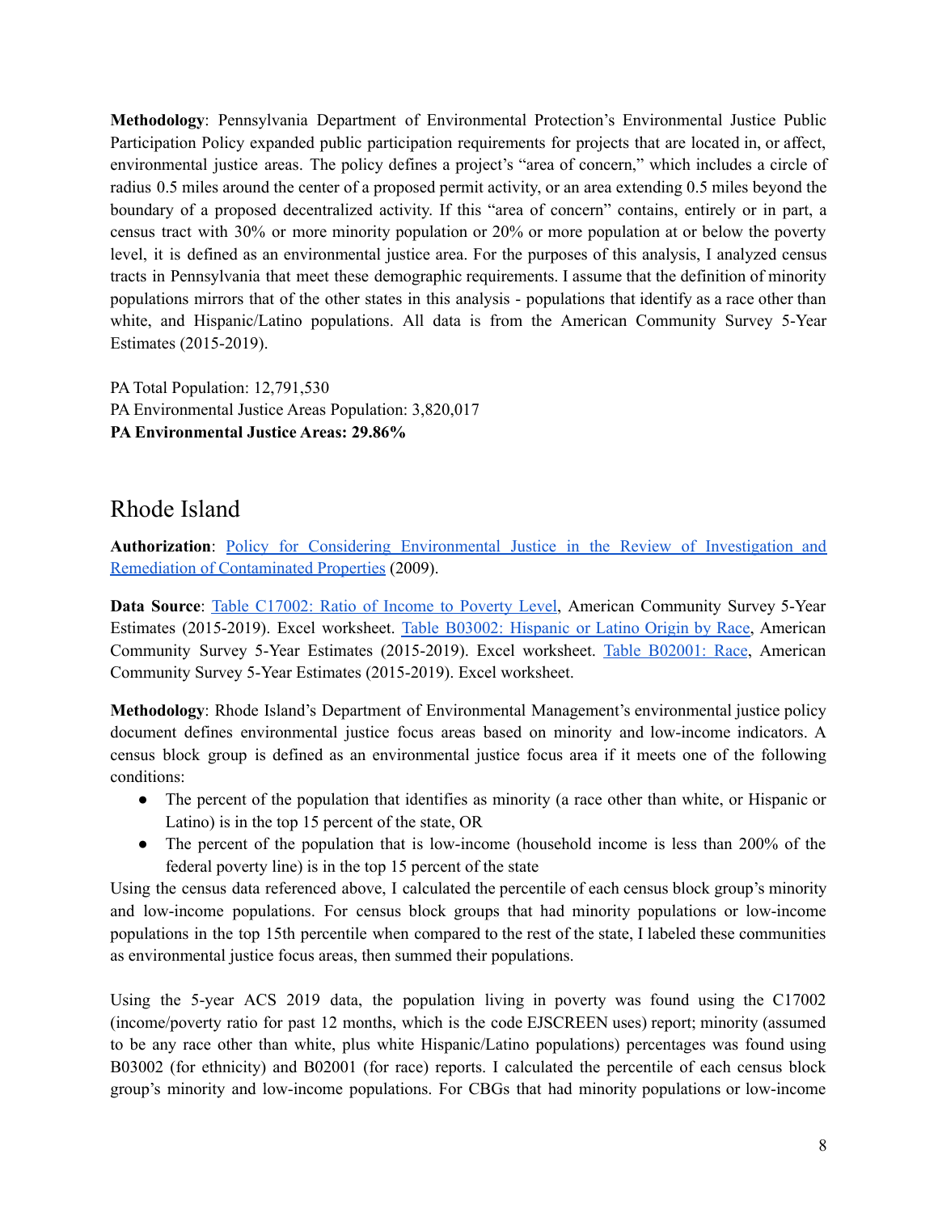**Methodology**: Pennsylvania Department of Environmental Protection's Environmental Justice Public Participation Policy expanded public participation requirements for projects that are located in, or affect, environmental justice areas. The policy defines a project's "area of concern," which includes a circle of radius 0.5 miles around the center of a proposed permit activity, or an area extending 0.5 miles beyond the boundary of a proposed decentralized activity. If this "area of concern" contains, entirely or in part, a census tract with 30% or more minority population or 20% or more population at or below the poverty level, it is defined as an environmental justice area. For the purposes of this analysis, I analyzed census tracts in Pennsylvania that meet these demographic requirements. I assume that the definition of minority populations mirrors that of the other states in this analysis - populations that identify as a race other than white, and Hispanic/Latino populations. All data is from the American Community Survey 5-Year Estimates (2015-2019).

PA Total Population: 12,791,530
PA Environmental Justice Areas Population: 3,820,017
**PA Environmental Justice Areas: 29.86%**

## Rhode Island

**Authorization**: Policy for Considering Environmental Justice in the Review of Investigation and Remediation of Contaminated Properties (2009).

**Data Source**: Table C17002: Ratio of Income to Poverty Level, American Community Survey 5-Year Estimates (2015-2019). Excel worksheet. Table B03002: Hispanic or Latino Origin by Race, American Community Survey 5-Year Estimates (2015-2019). Excel worksheet. Table B02001: Race, American Community Survey 5-Year Estimates (2015-2019). Excel worksheet.

**Methodology**: Rhode Island's Department of Environmental Management's environmental justice policy document defines environmental justice focus areas based on minority and low-income indicators. A census block group is defined as an environmental justice focus area if it meets one of the following conditions:

- The percent of the population that identifies as minority (a race other than white, or Hispanic or Latino) is in the top 15 percent of the state, OR
- The percent of the population that is low-income (household income is less than 200% of the federal poverty line) is in the top 15 percent of the state

Using the census data referenced above, I calculated the percentile of each census block group's minority and low-income populations. For census block groups that had minority populations or low-income populations in the top 15th percentile when compared to the rest of the state, I labeled these communities as environmental justice focus areas, then summed their populations.

Using the 5-year ACS 2019 data, the population living in poverty was found using the C17002 (income/poverty ratio for past 12 months, which is the code EJSCREEN uses) report; minority (assumed to be any race other than white, plus white Hispanic/Latino populations) percentages was found using B03002 (for ethnicity) and B02001 (for race) reports. I calculated the percentile of each census block group's minority and low-income populations. For CBGs that had minority populations or low-income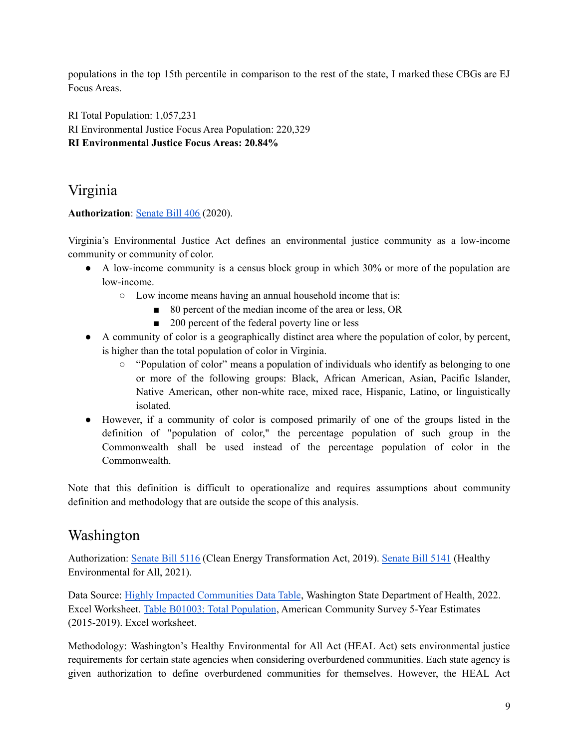populations in the top 15th percentile in comparison to the rest of the state, I marked these CBGs are EJ Focus Areas.

RI Total Population: 1,057,231
RI Environmental Justice Focus Area Population: 220,329
**RI Environmental Justice Focus Areas: 20.84%**

## Virginia

**Authorization**: [Senate Bill 406]() (2020).

Virginia's Environmental Justice Act defines an environmental justice community as a low-income community or community of color.

- A low-income community is a census block group in which 30% or more of the population are low-income.
  - Low income means having an annual household income that is:
    - 80 percent of the median income of the area or less, OR
    - 200 percent of the federal poverty line or less
- A community of color is a geographically distinct area where the population of color, by percent, is higher than the total population of color in Virginia.
  - "Population of color" means a population of individuals who identify as belonging to one or more of the following groups: Black, African American, Asian, Pacific Islander, Native American, other non-white race, mixed race, Hispanic, Latino, or linguistically isolated.
- However, if a community of color is composed primarily of one of the groups listed in the definition of "population of color," the percentage population of such group in the Commonwealth shall be used instead of the percentage population of color in the Commonwealth.

Note that this definition is difficult to operationalize and requires assumptions about community definition and methodology that are outside the scope of this analysis.

## Washington

Authorization: [Senate Bill 5116]() (Clean Energy Transformation Act, 2019). [Senate Bill 5141]() (Healthy Environmental for All, 2021).

Data Source: [Highly Impacted Communities Data Table](), Washington State Department of Health, 2022. Excel Worksheet. [Table B01003: Total Population](), American Community Survey 5-Year Estimates (2015-2019). Excel worksheet.

Methodology: Washington's Healthy Environmental for All Act (HEAL Act) sets environmental justice requirements for certain state agencies when considering overburdened communities. Each state agency is given authorization to define overburdened communities for themselves. However, the HEAL Act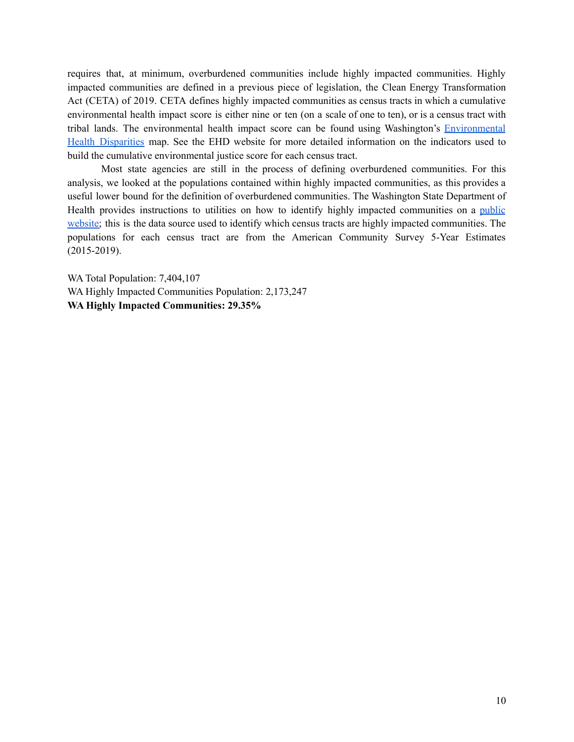requires that, at minimum, overburdened communities include highly impacted communities. Highly impacted communities are defined in a previous piece of legislation, the Clean Energy Transformation Act (CETA) of 2019. CETA defines highly impacted communities as census tracts in which a cumulative environmental health impact score is either nine or ten (on a scale of one to ten), or is a census tract with tribal lands. The environmental health impact score can be found using Washington's [Environmental Health Disparities]() map. See the EHD website for more detailed information on the indicators used to build the cumulative environmental justice score for each census tract.

Most state agencies are still in the process of defining overburdened communities. For this analysis, we looked at the populations contained within highly impacted communities, as this provides a useful lower bound for the definition of overburdened communities. The Washington State Department of Health provides instructions to utilities on how to identify highly impacted communities on a [public website](); this is the data source used to identify which census tracts are highly impacted communities. The populations for each census tract are from the American Community Survey 5-Year Estimates (2015-2019).

WA Total Population: 7,404,107
WA Highly Impacted Communities Population: 2,173,247
**WA Highly Impacted Communities: 29.35%**